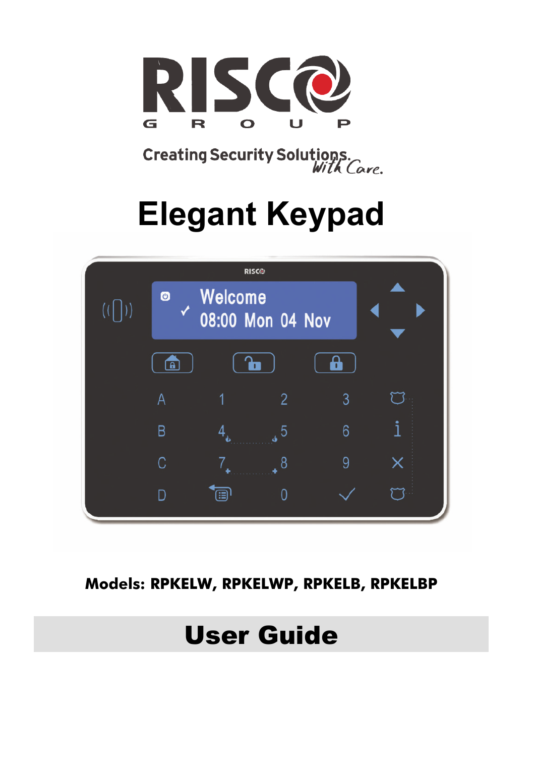# Elegant Keypad

**Models: RPKELW, RPKELWP, RPKELB, RPKELBP**

## User Guide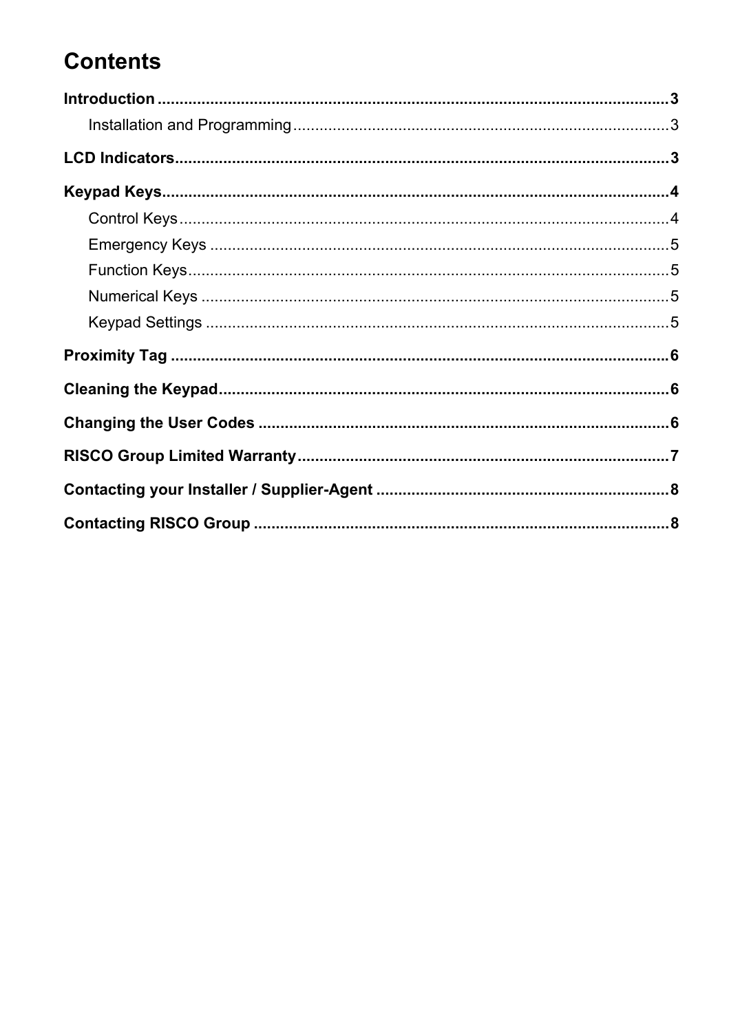# Contents

**Introduction** .......................................................... **3**

- Installation and Programming .......................................... 3

**LCD Indicators** .......................................................... **3**

**Keypad Keys** .......................................................... **4**

- Control Keys .......................................................... 4
- Emergency Keys .......................................................... 5
- Function Keys .......................................................... 5
- Numerical Keys .......................................................... 5
- Keypad Settings .......................................................... 5

**Proximity Tag** .......................................................... **6**

**Cleaning the Keypad** .......................................................... **6**

**Changing the User Codes** .......................................................... **6**

**RISCO Group Limited Warranty** .......................................................... **7**

**Contacting your Installer / Supplier-Agent** .......................................................... **8**

**Contacting RISCO Group** .......................................................... **8**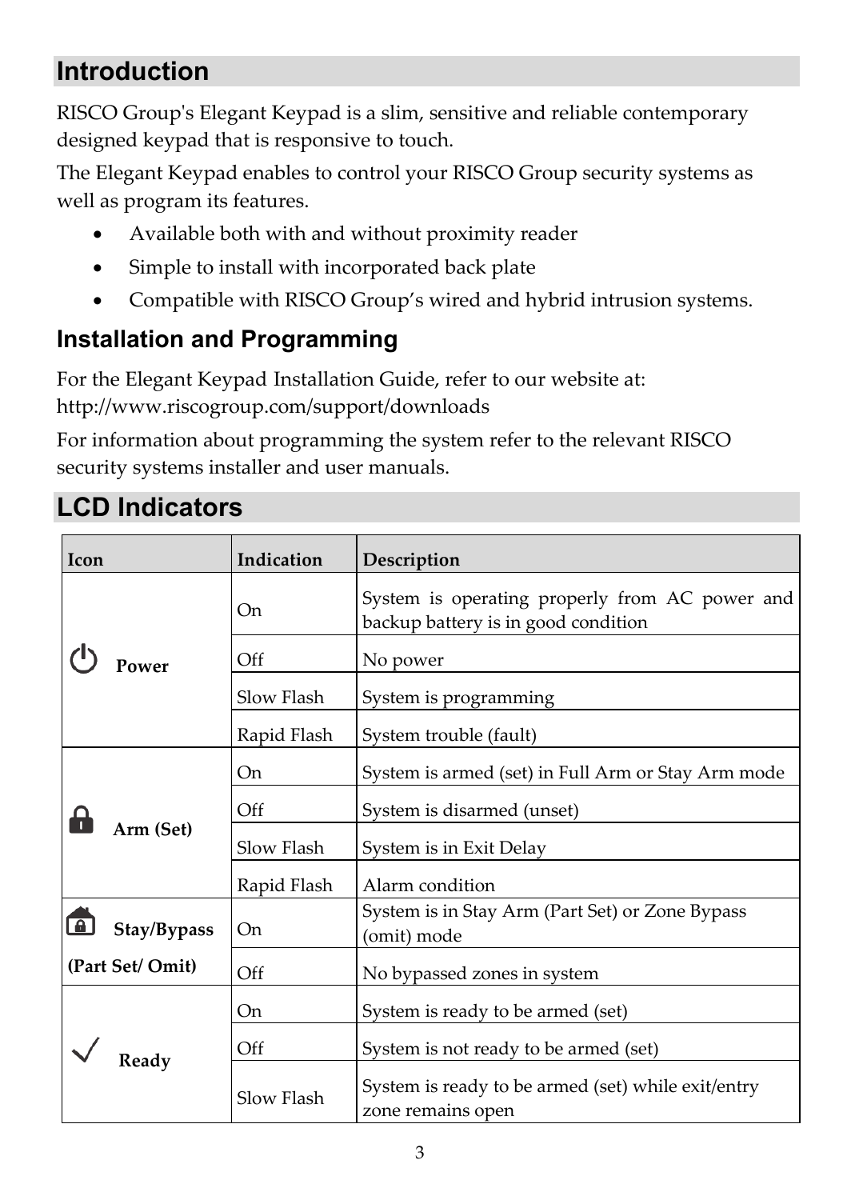## Introduction

RISCO Group's Elegant Keypad is a slim, sensitive and reliable contemporary designed keypad that is responsive to touch.

The Elegant Keypad enables to control your RISCO Group security systems as well as program its features.

- Available both with and without proximity reader
- Simple to install with incorporated back plate
- Compatible with RISCO Group's wired and hybrid intrusion systems.

### Installation and Programming

For the Elegant Keypad Installation Guide, refer to our website at: http://www.riscogroup.com/support/downloads

For information about programming the system refer to the relevant RISCO security systems installer and user manuals.

## LCD Indicators

| Icon | Indication | Description |
|---|---|---|
| Power | On | System is operating properly from AC power and backup battery is in good condition |
| | Off | No power |
| | Slow Flash | System is programming |
| | Rapid Flash | System trouble (fault) |
| Arm (Set) | On | System is armed (set) in Full Arm or Stay Arm mode |
| | Off | System is disarmed (unset) |
| | Slow Flash | System is in Exit Delay |
| | Rapid Flash | Alarm condition |
| Stay/Bypass (Part Set/ Omit) | On | System is in Stay Arm (Part Set) or Zone Bypass (omit) mode |
| | Off | No bypassed zones in system |
| Ready | On | System is ready to be armed (set) |
| | Off | System is not ready to be armed (set) |
| | Slow Flash | System is ready to be armed (set) while exit/entry zone remains open |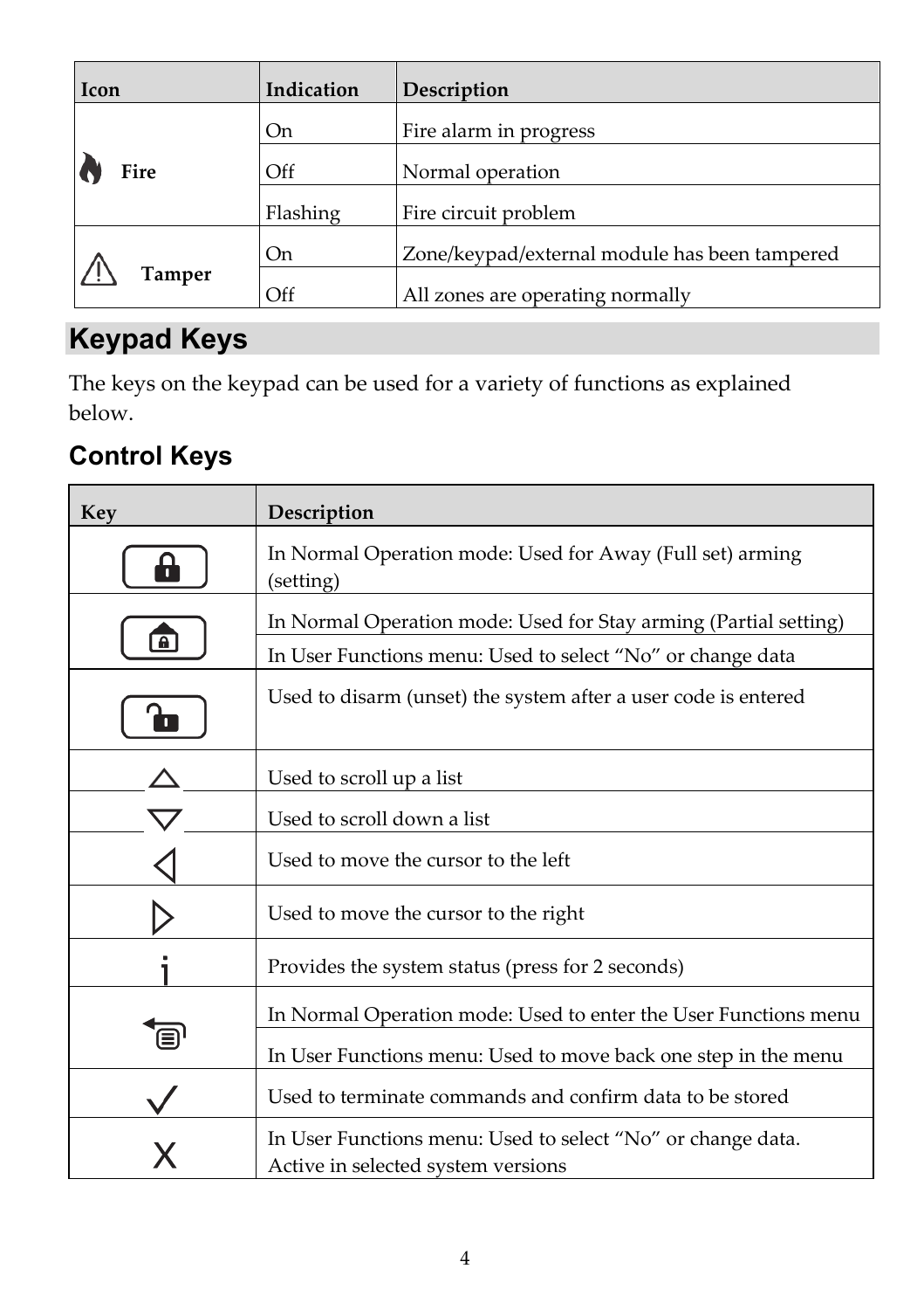| Icon | Indication | Description |
|---|---|---|
| Fire | On | Fire alarm in progress |
| | Off | Normal operation |
| | Flashing | Fire circuit problem |
| Tamper | On | Zone/keypad/external module has been tampered |
| | Off | All zones are operating normally |

## Keypad Keys

The keys on the keypad can be used for a variety of functions as explained below.

### Control Keys

| Key | Description |
|---|---|
| (Away arm key) | In Normal Operation mode: Used for Away (Full set) arming (setting) |
| (Stay arm key) | In Normal Operation mode: Used for Stay arming (Partial setting) |
| | In User Functions menu: Used to select "No" or change data |
| (Disarm key) | Used to disarm (unset) the system after a user code is entered |
| △ | Used to scroll up a list |
| ▽ | Used to scroll down a list |
| ◁ | Used to move the cursor to the left |
| ▷ | Used to move the cursor to the right |
| i | Provides the system status (press for 2 seconds) |
| (Menu key) | In Normal Operation mode: Used to enter the User Functions menu |
| | In User Functions menu: Used to move back one step in the menu |
| ✓ | Used to terminate commands and confirm data to be stored |
| X | In User Functions menu: Used to select "No" or change data. Active in selected system versions |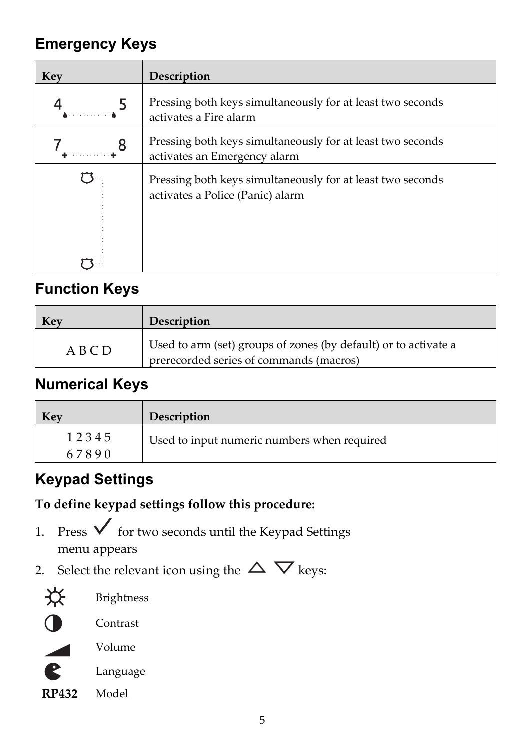## Emergency Keys

| Key | Description |
|---|---|
| 4 5 | Pressing both keys simultaneously for at least two seconds activates a Fire alarm |
| 7 8 | Pressing both keys simultaneously for at least two seconds activates an Emergency alarm |
| | Pressing both keys simultaneously for at least two seconds activates a Police (Panic) alarm |

## Function Keys

| Key | Description |
|---|---|
| A B C D | Used to arm (set) groups of zones (by default) or to activate a prerecorded series of commands (macros) |

## Numerical Keys

| Key | Description |
|---|---|
| 1 2 3 4 5<br>6 7 8 9 0 | Used to input numeric numbers when required |

## Keypad Settings

**To define keypad settings follow this procedure:**

1. Press ✓ for two seconds until the Keypad Settings menu appears
2. Select the relevant icon using the △ ▽ keys:

| | |
|---|---|
| | Brightness |
| | Contrast |
| | Volume |
| | Language |
| **RP432** | Model |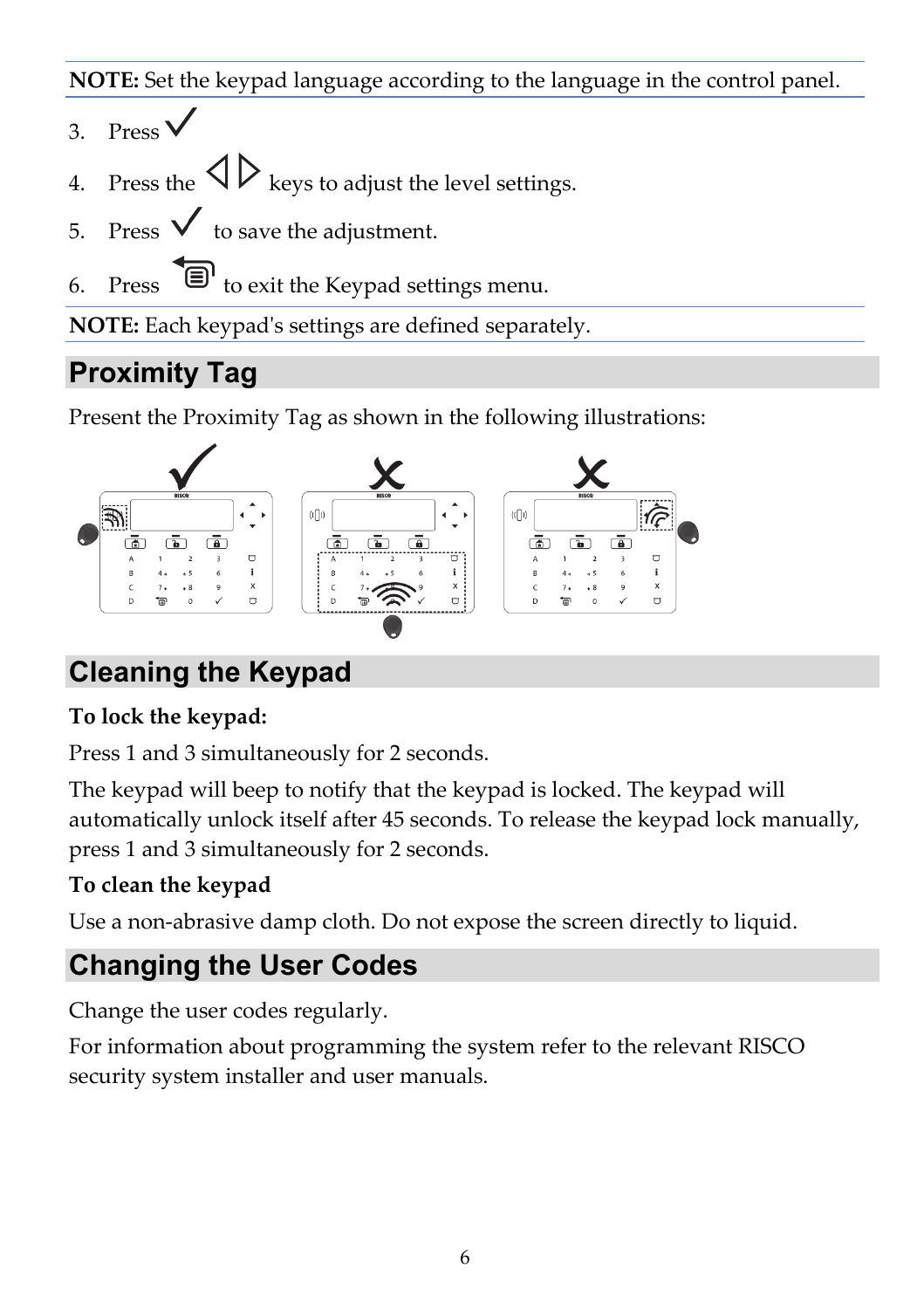**NOTE:** Set the keypad language according to the language in the control panel.

3. Press ✓

4. Press the ◁ ▷ keys to adjust the level settings.

5. Press ✓ to save the adjustment.

6. Press to exit the Keypad settings menu.

**NOTE:** Each keypad's settings are defined separately.

## Proximity Tag

Present the Proximity Tag as shown in the following illustrations:

## Cleaning the Keypad

**To lock the keypad:**

Press 1 and 3 simultaneously for 2 seconds.

The keypad will beep to notify that the keypad is locked. The keypad will automatically unlock itself after 45 seconds. To release the keypad lock manually, press 1 and 3 simultaneously for 2 seconds.

**To clean the keypad**

Use a non-abrasive damp cloth. Do not expose the screen directly to liquid.

## Changing the User Codes

Change the user codes regularly.

For information about programming the system refer to the relevant RISCO security system installer and user manuals.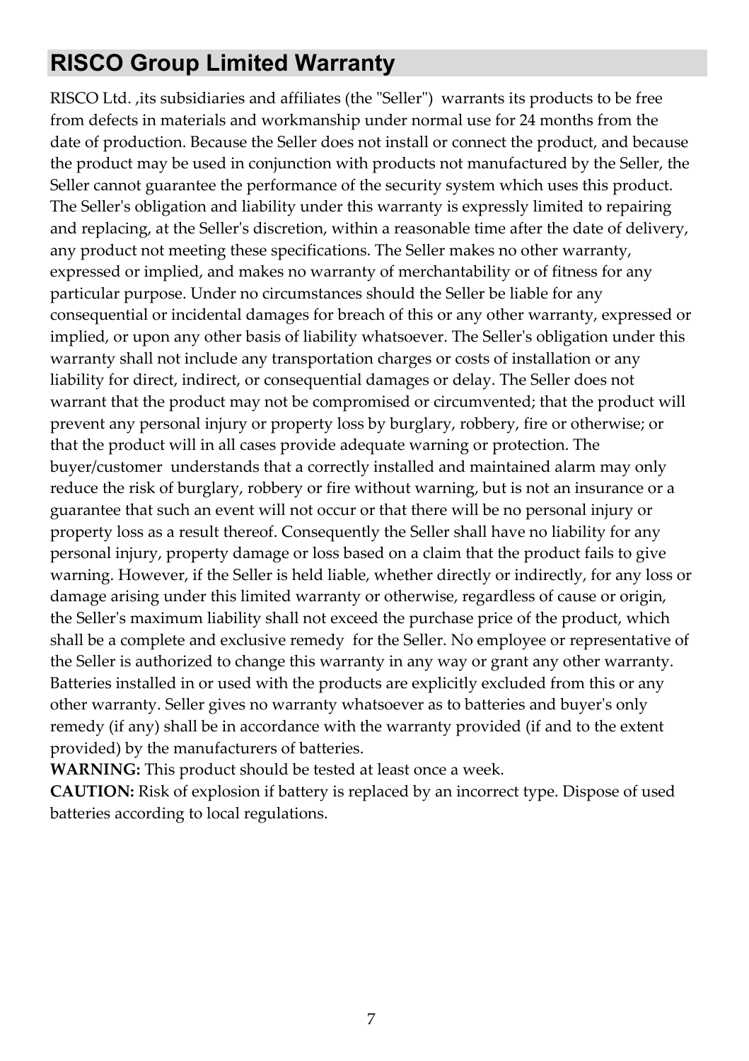## RISCO Group Limited Warranty

RISCO Ltd. ,its subsidiaries and affiliates (the "Seller") warrants its products to be free from defects in materials and workmanship under normal use for 24 months from the date of production. Because the Seller does not install or connect the product, and because the product may be used in conjunction with products not manufactured by the Seller, the Seller cannot guarantee the performance of the security system which uses this product. The Seller's obligation and liability under this warranty is expressly limited to repairing and replacing, at the Seller's discretion, within a reasonable time after the date of delivery, any product not meeting these specifications. The Seller makes no other warranty, expressed or implied, and makes no warranty of merchantability or of fitness for any particular purpose. Under no circumstances should the Seller be liable for any consequential or incidental damages for breach of this or any other warranty, expressed or implied, or upon any other basis of liability whatsoever. The Seller's obligation under this warranty shall not include any transportation charges or costs of installation or any liability for direct, indirect, or consequential damages or delay. The Seller does not warrant that the product may not be compromised or circumvented; that the product will prevent any personal injury or property loss by burglary, robbery, fire or otherwise; or that the product will in all cases provide adequate warning or protection. The buyer/customer understands that a correctly installed and maintained alarm may only reduce the risk of burglary, robbery or fire without warning, but is not an insurance or a guarantee that such an event will not occur or that there will be no personal injury or property loss as a result thereof. Consequently the Seller shall have no liability for any personal injury, property damage or loss based on a claim that the product fails to give warning. However, if the Seller is held liable, whether directly or indirectly, for any loss or damage arising under this limited warranty or otherwise, regardless of cause or origin, the Seller's maximum liability shall not exceed the purchase price of the product, which shall be a complete and exclusive remedy for the Seller. No employee or representative of the Seller is authorized to change this warranty in any way or grant any other warranty. Batteries installed in or used with the products are explicitly excluded from this or any other warranty. Seller gives no warranty whatsoever as to batteries and buyer's only remedy (if any) shall be in accordance with the warranty provided (if and to the extent provided) by the manufacturers of batteries.

**WARNING:** This product should be tested at least once a week.

**CAUTION:** Risk of explosion if battery is replaced by an incorrect type. Dispose of used batteries according to local regulations.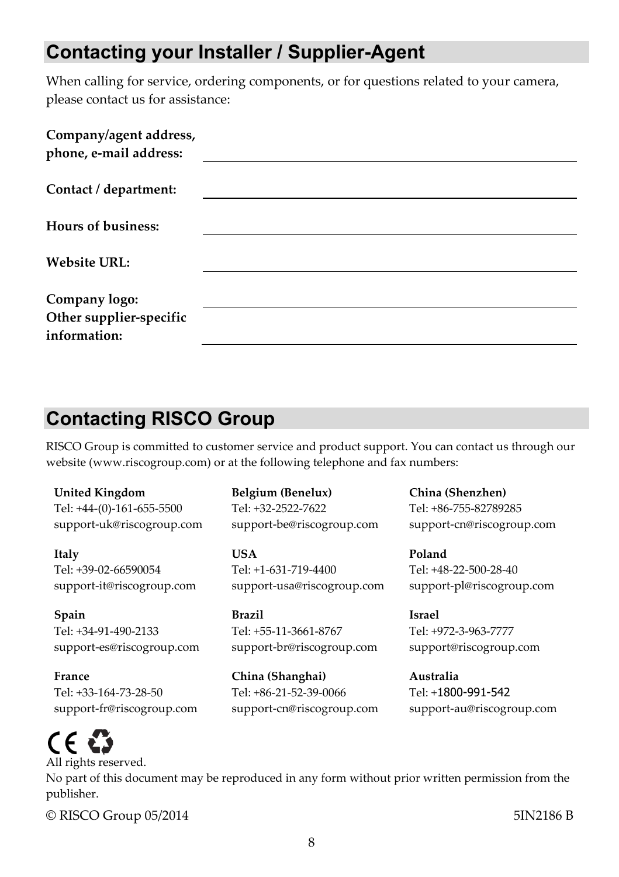## Contacting your Installer / Supplier-Agent

When calling for service, ordering components, or for questions related to your camera, please contact us for assistance:

**Company/agent address, phone, e-mail address:** ____________________

**Contact / department:** ____________________

**Hours of business:** ____________________

**Website URL:** ____________________

**Company logo:** ____________________

**Other supplier-specific information:** ____________________

## Contacting RISCO Group

RISCO Group is committed to customer service and product support. You can contact us through our website (www.riscogroup.com) or at the following telephone and fax numbers:

**United Kingdom**
Tel: +44-(0)-161-655-5500
support-uk@riscogroup.com

**Italy**
Tel: +39-02-66590054
support-it@riscogroup.com

**Spain**
Tel: +34-91-490-2133
support-es@riscogroup.com

**France**
Tel: +33-164-73-28-50
support-fr@riscogroup.com

**Belgium (Benelux)**
Tel: +32-2522-7622
support-be@riscogroup.com

**USA**
Tel: +1-631-719-4400
support-usa@riscogroup.com

**Brazil**
Tel: +55-11-3661-8767
support-br@riscogroup.com

**China (Shanghai)**
Tel: +86-21-52-39-0066
support-cn@riscogroup.com

**China (Shenzhen)**
Tel: +86-755-82789285
support-cn@riscogroup.com

**Poland**
Tel: +48-22-500-28-40
support-pl@riscogroup.com

**Israel**
Tel: +972-3-963-7777
support@riscogroup.com

**Australia**
Tel: +1800-991-542
support-au@riscogroup.com

All rights reserved.
No part of this document may be reproduced in any form without prior written permission from the publisher.

© RISCO Group 05/2014 5IN2186 B